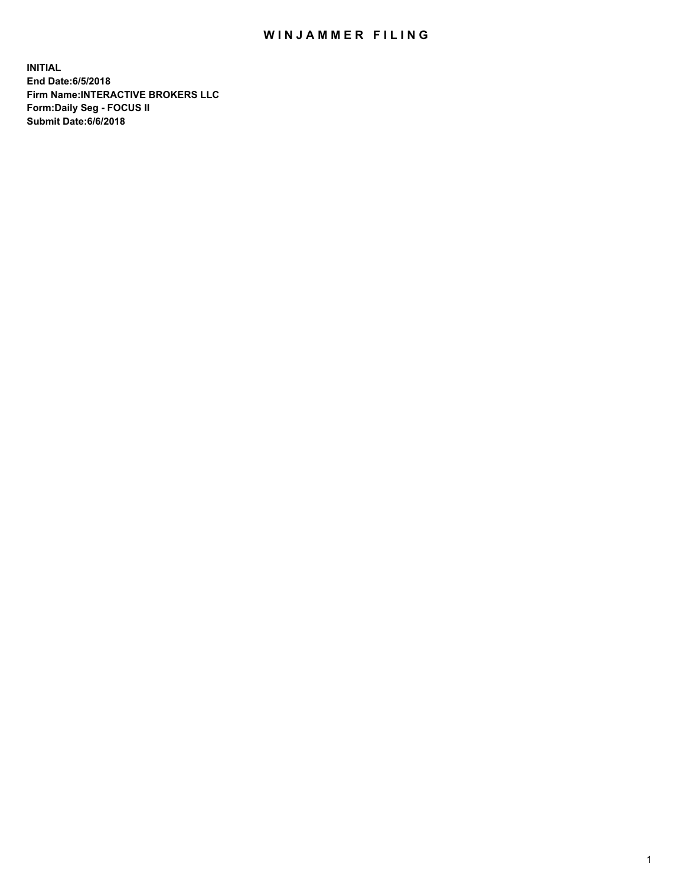# WINJAMMER FILING

**INITIAL**
**End Date:6/5/2018**
**Firm Name:INTERACTIVE BROKERS LLC**
**Form:Daily Seg - FOCUS II**
**Submit Date:6/6/2018**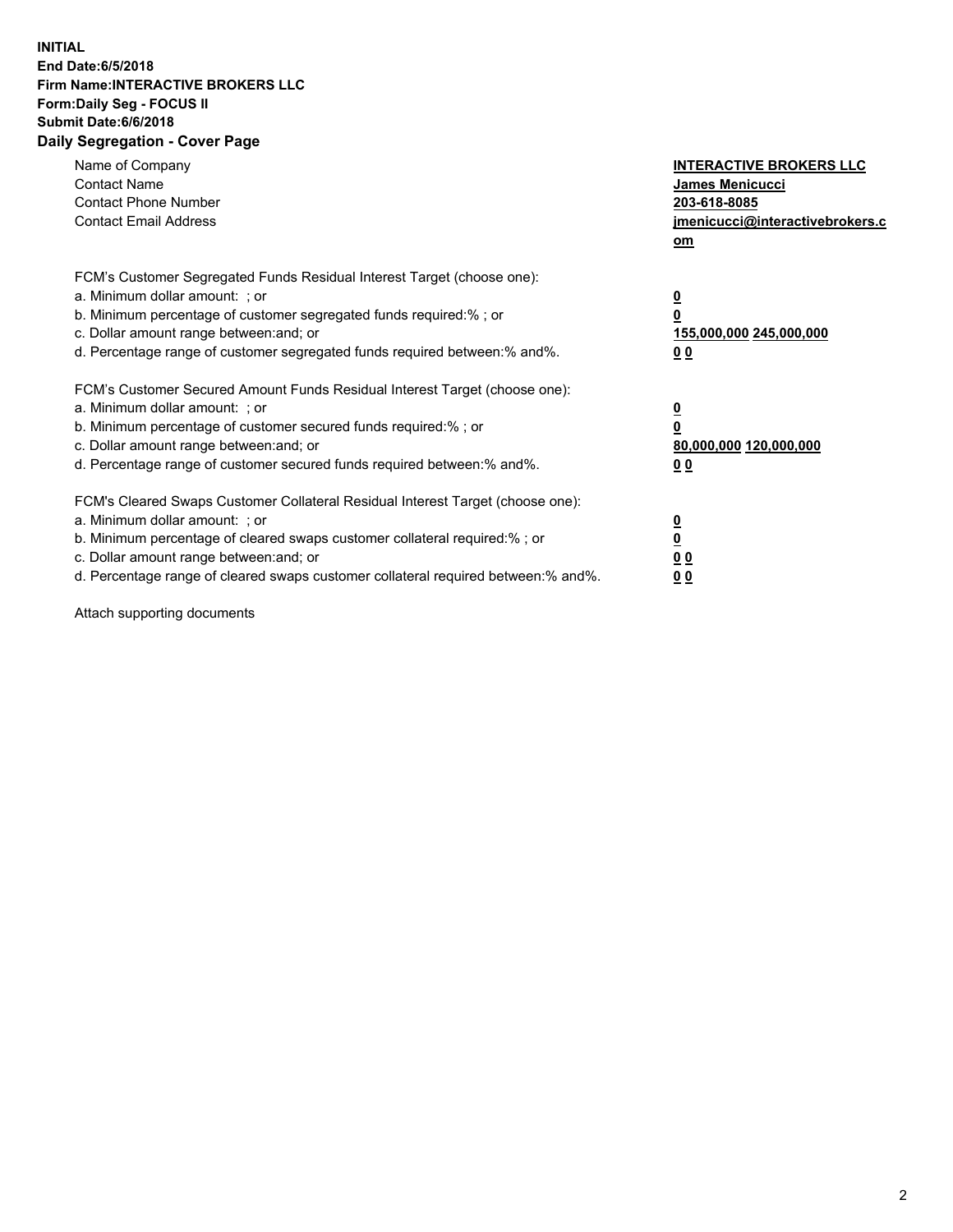**INITIAL**
**End Date:6/5/2018**
**Firm Name:INTERACTIVE BROKERS LLC**
**Form:Daily Seg - FOCUS II**
**Submit Date:6/6/2018**
**Daily Segregation - Cover Page**

| | |
|---|---|
| Name of Company | **INTERACTIVE BROKERS LLC** |
| Contact Name | **James Menicucci** |
| Contact Phone Number | **203-618-8085** |
| Contact Email Address | **jmenicucci@interactivebrokers.com** |

| | |
|---|---|
| FCM's Customer Segregated Funds Residual Interest Target (choose one): | |
| a. Minimum dollar amount: ; or | **0** |
| b. Minimum percentage of customer segregated funds required:% ; or | **0** |
| c. Dollar amount range between:and; or | **155,000,000 245,000,000** |
| d. Percentage range of customer segregated funds required between:% and%. | **0 0** |
| FCM's Customer Secured Amount Funds Residual Interest Target (choose one): | |
| a. Minimum dollar amount: ; or | **0** |
| b. Minimum percentage of customer secured funds required:% ; or | **0** |
| c. Dollar amount range between:and; or | **80,000,000 120,000,000** |
| d. Percentage range of customer secured funds required between:% and%. | **0 0** |
| FCM's Cleared Swaps Customer Collateral Residual Interest Target (choose one): | |
| a. Minimum dollar amount: ; or | **0** |
| b. Minimum percentage of cleared swaps customer collateral required:% ; or | **0** |
| c. Dollar amount range between:and; or | **0 0** |
| d. Percentage range of cleared swaps customer collateral required between:% and%. | **0 0** |

Attach supporting documents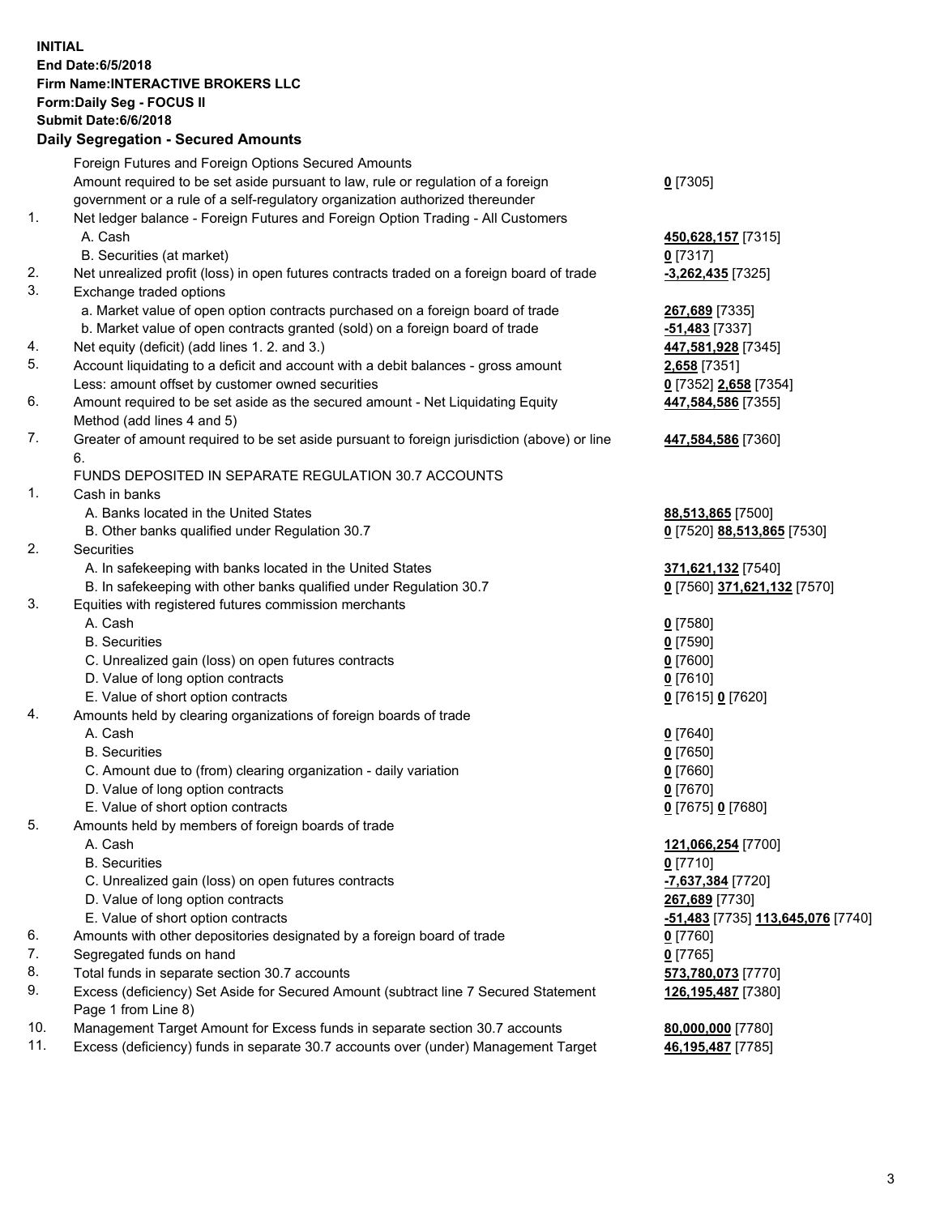**INITIAL**
**End Date:6/5/2018**
**Firm Name:INTERACTIVE BROKERS LLC**
**Form:Daily Seg - FOCUS II**
**Submit Date:6/6/2018**

## Daily Segregation - Secured Amounts

| | | |
|---|---|---|
| | Foreign Futures and Foreign Options Secured Amounts | |
| | Amount required to be set aside pursuant to law, rule or regulation of a foreign government or a rule of a self-regulatory organization authorized thereunder | **0** [7305] |
| 1. | Net ledger balance - Foreign Futures and Foreign Option Trading - All Customers | |
| | A. Cash | **450,628,157** [7315] |
| | B. Securities (at market) | **0** [7317] |
| 2. | Net unrealized profit (loss) in open futures contracts traded on a foreign board of trade | **-3,262,435** [7325] |
| 3. | Exchange traded options | |
| | a. Market value of open option contracts purchased on a foreign board of trade | **267,689** [7335] |
| | b. Market value of open contracts granted (sold) on a foreign board of trade | **-51,483** [7337] |
| 4. | Net equity (deficit) (add lines 1. 2. and 3.) | **447,581,928** [7345] |
| 5. | Account liquidating to a deficit and account with a debit balances - gross amount | **2,658** [7351] |
| | Less: amount offset by customer owned securities | **0** [7352] **2,658** [7354] |
| 6. | Amount required to be set aside as the secured amount - Net Liquidating Equity Method (add lines 4 and 5) | **447,584,586** [7355] |
| 7. | Greater of amount required to be set aside pursuant to foreign jurisdiction (above) or line 6. | **447,584,586** [7360] |
| | FUNDS DEPOSITED IN SEPARATE REGULATION 30.7 ACCOUNTS | |
| 1. | Cash in banks | |
| | A. Banks located in the United States | **88,513,865** [7500] |
| | B. Other banks qualified under Regulation 30.7 | **0** [7520] **88,513,865** [7530] |
| 2. | Securities | |
| | A. In safekeeping with banks located in the United States | **371,621,132** [7540] |
| | B. In safekeeping with other banks qualified under Regulation 30.7 | **0** [7560] **371,621,132** [7570] |
| 3. | Equities with registered futures commission merchants | |
| | A. Cash | **0** [7580] |
| | B. Securities | **0** [7590] |
| | C. Unrealized gain (loss) on open futures contracts | **0** [7600] |
| | D. Value of long option contracts | **0** [7610] |
| | E. Value of short option contracts | **0** [7615] **0** [7620] |
| 4. | Amounts held by clearing organizations of foreign boards of trade | |
| | A. Cash | **0** [7640] |
| | B. Securities | **0** [7650] |
| | C. Amount due to (from) clearing organization - daily variation | **0** [7660] |
| | D. Value of long option contracts | **0** [7670] |
| | E. Value of short option contracts | **0** [7675] **0** [7680] |
| 5. | Amounts held by members of foreign boards of trade | |
| | A. Cash | **121,066,254** [7700] |
| | B. Securities | **0** [7710] |
| | C. Unrealized gain (loss) on open futures contracts | **-7,637,384** [7720] |
| | D. Value of long option contracts | **267,689** [7730] |
| | E. Value of short option contracts | **-51,483** [7735] **113,645,076** [7740] |
| 6. | Amounts with other depositories designated by a foreign board of trade | **0** [7760] |
| 7. | Segregated funds on hand | **0** [7765] |
| 8. | Total funds in separate section 30.7 accounts | **573,780,073** [7770] |
| 9. | Excess (deficiency) Set Aside for Secured Amount (subtract line 7 Secured Statement Page 1 from Line 8) | **126,195,487** [7380] |
| 10. | Management Target Amount for Excess funds in separate section 30.7 accounts | **80,000,000** [7780] |
| 11. | Excess (deficiency) funds in separate 30.7 accounts over (under) Management Target | **46,195,487** [7785] |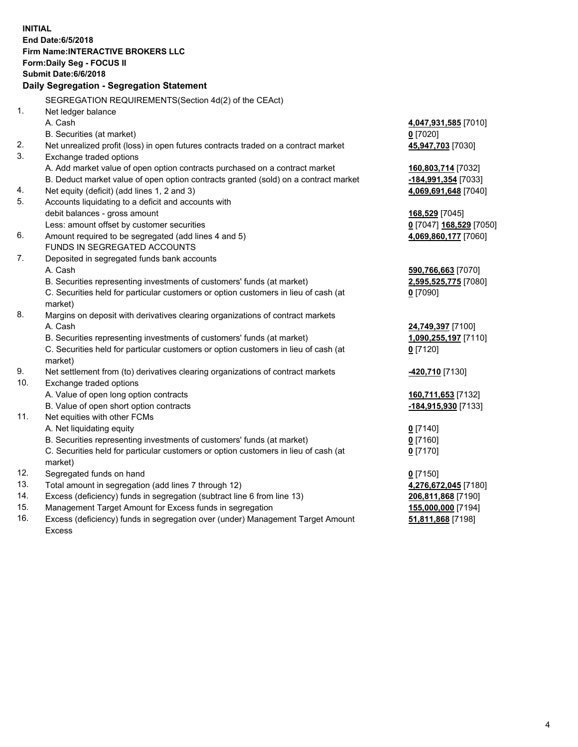**INITIAL**
**End Date:6/5/2018**
**Firm Name:INTERACTIVE BROKERS LLC**
**Form:Daily Seg - FOCUS II**
**Submit Date:6/6/2018**

## Daily Segregation - Segregation Statement

SEGREGATION REQUIREMENTS(Section 4d(2) of the CEAct)

| | | |
|---|---|---|
| 1. | Net ledger balance | |
| | A. Cash | **4,047,931,585** [7010] |
| | B. Securities (at market) | **0** [7020] |
| 2. | Net unrealized profit (loss) in open futures contracts traded on a contract market | **45,947,703** [7030] |
| 3. | Exchange traded options | |
| | A. Add market value of open option contracts purchased on a contract market | **160,803,714** [7032] |
| | B. Deduct market value of open option contracts granted (sold) on a contract market | **-184,991,354** [7033] |
| 4. | Net equity (deficit) (add lines 1, 2 and 3) | **4,069,691,648** [7040] |
| 5. | Accounts liquidating to a deficit and accounts with | |
| | debit balances - gross amount | **168,529** [7045] |
| | Less: amount offset by customer securities | **0** [7047] **168,529** [7050] |
| 6. | Amount required to be segregated (add lines 4 and 5) | **4,069,860,177** [7060] |
| | FUNDS IN SEGREGATED ACCOUNTS | |
| 7. | Deposited in segregated funds bank accounts | |
| | A. Cash | **590,766,663** [7070] |
| | B. Securities representing investments of customers' funds (at market) | **2,595,525,775** [7080] |
| | C. Securities held for particular customers or option customers in lieu of cash (at market) | **0** [7090] |
| 8. | Margins on deposit with derivatives clearing organizations of contract markets | |
| | A. Cash | **24,749,397** [7100] |
| | B. Securities representing investments of customers' funds (at market) | **1,090,255,197** [7110] |
| | C. Securities held for particular customers or option customers in lieu of cash (at market) | **0** [7120] |
| 9. | Net settlement from (to) derivatives clearing organizations of contract markets | **-420,710** [7130] |
| 10. | Exchange traded options | |
| | A. Value of open long option contracts | **160,711,653** [7132] |
| | B. Value of open short option contracts | **-184,915,930** [7133] |
| 11. | Net equities with other FCMs | |
| | A. Net liquidating equity | **0** [7140] |
| | B. Securities representing investments of customers' funds (at market) | **0** [7160] |
| | C. Securities held for particular customers or option customers in lieu of cash (at market) | **0** [7170] |
| 12. | Segregated funds on hand | **0** [7150] |
| 13. | Total amount in segregation (add lines 7 through 12) | **4,276,672,045** [7180] |
| 14. | Excess (deficiency) funds in segregation (subtract line 6 from line 13) | **206,811,868** [7190] |
| 15. | Management Target Amount for Excess funds in segregation | **155,000,000** [7194] |
| 16. | Excess (deficiency) funds in segregation over (under) Management Target Amount Excess | **51,811,868** [7198] |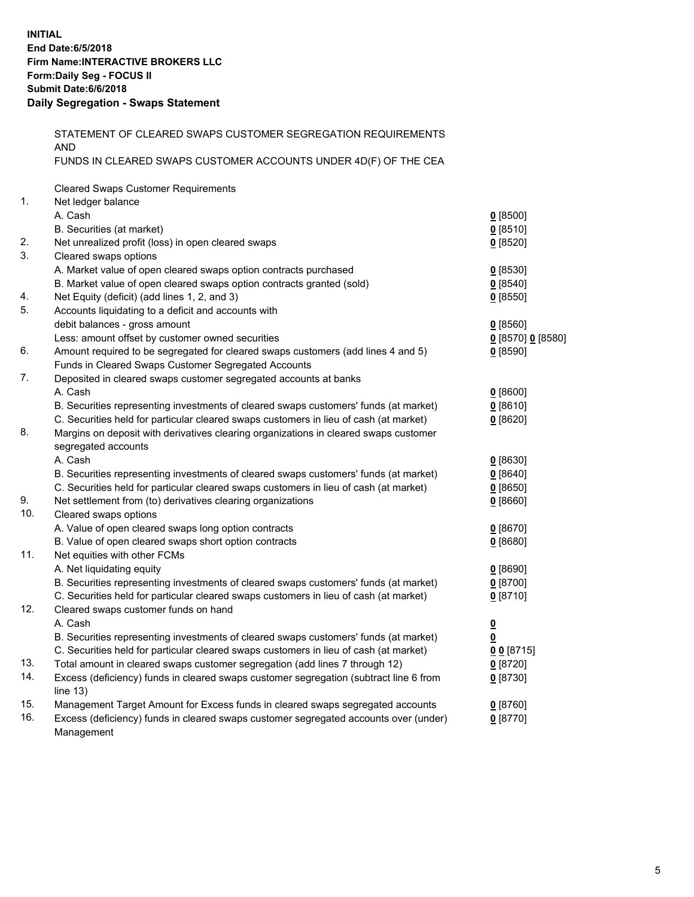**INITIAL**
**End Date:6/5/2018**
**Firm Name:INTERACTIVE BROKERS LLC**
**Form:Daily Seg - FOCUS II**
**Submit Date:6/6/2018**
**Daily Segregation - Swaps Statement**

STATEMENT OF CLEARED SWAPS CUSTOMER SEGREGATION REQUIREMENTS AND FUNDS IN CLEARED SWAPS CUSTOMER ACCOUNTS UNDER 4D(F) OF THE CEA

| | | |
|---|---|---|
| | Cleared Swaps Customer Requirements | |
| 1. | Net ledger balance | |
| | A. Cash | 0 [8500] |
| | B. Securities (at market) | 0 [8510] |
| 2. | Net unrealized profit (loss) in open cleared swaps | 0 [8520] |
| 3. | Cleared swaps options | |
| | A. Market value of open cleared swaps option contracts purchased | 0 [8530] |
| | B. Market value of open cleared swaps option contracts granted (sold) | 0 [8540] |
| 4. | Net Equity (deficit) (add lines 1, 2, and 3) | 0 [8550] |
| 5. | Accounts liquidating to a deficit and accounts with debit balances - gross amount | 0 [8560] |
| | Less: amount offset by customer owned securities | 0 [8570] 0 [8580] |
| 6. | Amount required to be segregated for cleared swaps customers (add lines 4 and 5) | 0 [8590] |
| | Funds in Cleared Swaps Customer Segregated Accounts | |
| 7. | Deposited in cleared swaps customer segregated accounts at banks | |
| | A. Cash | 0 [8600] |
| | B. Securities representing investments of cleared swaps customers' funds (at market) | 0 [8610] |
| | C. Securities held for particular cleared swaps customers in lieu of cash (at market) | 0 [8620] |
| 8. | Margins on deposit with derivatives clearing organizations in cleared swaps customer segregated accounts | |
| | A. Cash | 0 [8630] |
| | B. Securities representing investments of cleared swaps customers' funds (at market) | 0 [8640] |
| | C. Securities held for particular cleared swaps customers in lieu of cash (at market) | 0 [8650] |
| 9. | Net settlement from (to) derivatives clearing organizations | 0 [8660] |
| 10. | Cleared swaps options | |
| | A. Value of open cleared swaps long option contracts | 0 [8670] |
| | B. Value of open cleared swaps short option contracts | 0 [8680] |
| 11. | Net equities with other FCMs | |
| | A. Net liquidating equity | 0 [8690] |
| | B. Securities representing investments of cleared swaps customers' funds (at market) | 0 [8700] |
| | C. Securities held for particular cleared swaps customers in lieu of cash (at market) | 0 [8710] |
| 12. | Cleared swaps customer funds on hand | |
| | A. Cash | 0 |
| | B. Securities representing investments of cleared swaps customers' funds (at market) | 0 |
| | C. Securities held for particular cleared swaps customers in lieu of cash (at market) | 0 0 [8715] |
| 13. | Total amount in cleared swaps customer segregation (add lines 7 through 12) | 0 [8720] |
| 14. | Excess (deficiency) funds in cleared swaps customer segregation (subtract line 6 from line 13) | 0 [8730] |
| 15. | Management Target Amount for Excess funds in cleared swaps segregated accounts | 0 [8760] |
| 16. | Excess (deficiency) funds in cleared swaps customer segregated accounts over (under) Management | 0 [8770] |